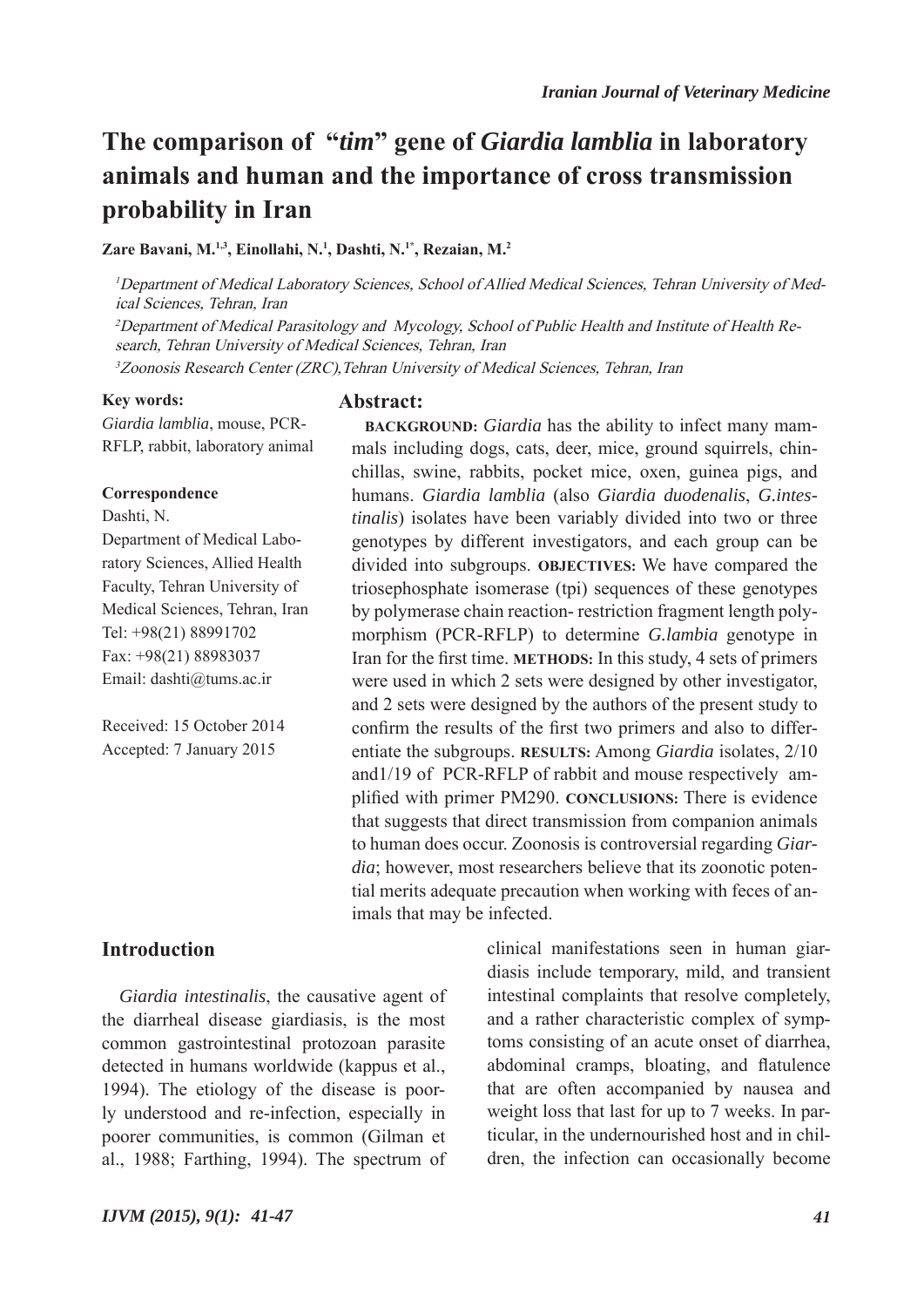# The comparison of "*tim*" gene of *Giardia lamblia* in laboratory animals and human and the importance of cross transmission probability in Iran

**Zare Bavani, M.[1,3], Einollahi, N.[1], Dashti, N.[1*], Rezaian, M.[2]**

[1]*Department of Medical Laboratory Sciences, School of Allied Medical Sciences, Tehran University of Medical Sciences, Tehran, Iran*

[2]*Department of Medical Parasitology and Mycology, School of Public Health and Institute of Health Research, Tehran University of Medical Sciences, Tehran, Iran*

[3]*Zoonosis Research Center (ZRC),Tehran University of Medical Sciences, Tehran, Iran*

**Key words:**
*Giardia lamblia*, mouse, PCR-RFLP, rabbit, laboratory animal

**Correspondence**
Dashti, N.
Department of Medical Laboratory Sciences, Allied Health Faculty, Tehran University of Medical Sciences, Tehran, Iran
Tel: +98(21) 88991702
Fax: +98(21) 88983037
Email: dashti@tums.ac.ir

Received: 15 October 2014
Accepted: 7 January 2015

## Abstract:

**BACKGROUND:** *Giardia* has the ability to infect many mammals including dogs, cats, deer, mice, ground squirrels, chinchillas, swine, rabbits, pocket mice, oxen, guinea pigs, and humans. *Giardia lamblia* (also *Giardia duodenalis*, *G.intestinalis*) isolates have been variably divided into two or three genotypes by different investigators, and each group can be divided into subgroups. **OBJECTIVES:** We have compared the triosephosphate isomerase (tpi) sequences of these genotypes by polymerase chain reaction- restriction fragment length polymorphism (PCR-RFLP) to determine *G.lambia* genotype in Iran for the first time. **METHODS:** In this study, 4 sets of primers were used in which 2 sets were designed by other investigator, and 2 sets were designed by the authors of the present study to confirm the results of the first two primers and also to differentiate the subgroups. **RESULTS:** Among *Giardia* isolates, 2/10 and1/19 of PCR-RFLP of rabbit and mouse respectively amplified with primer PM290. **CONCLUSIONS:** There is evidence that suggests that direct transmission from companion animals to human does occur. Zoonosis is controversial regarding *Giardia*; however, most researchers believe that its zoonotic potential merits adequate precaution when working with feces of animals that may be infected.

## Introduction

*Giardia intestinalis*, the causative agent of the diarrheal disease giardiasis, is the most common gastrointestinal protozoan parasite detected in humans worldwide (kappus et al., 1994). The etiology of the disease is poorly understood and re-infection, especially in poorer communities, is common (Gilman et al., 1988; Farthing, 1994). The spectrum of clinical manifestations seen in human giardiasis include temporary, mild, and transient intestinal complaints that resolve completely, and a rather characteristic complex of symptoms consisting of an acute onset of diarrhea, abdominal cramps, bloating, and flatulence that are often accompanied by nausea and weight loss that last for up to 7 weeks. In particular, in the undernourished host and in children, the infection can occasionally become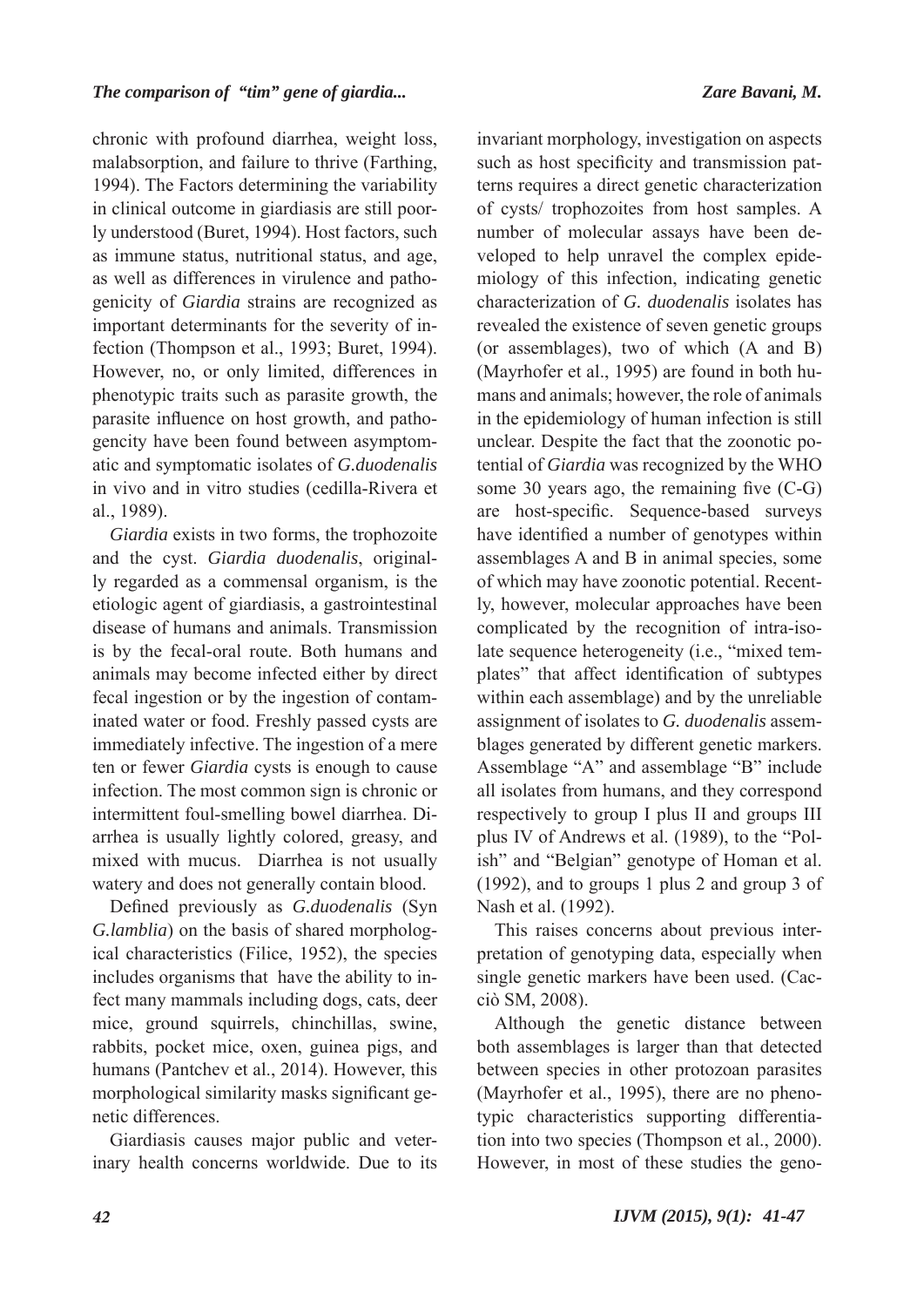chronic with profound diarrhea, weight loss, malabsorption, and failure to thrive (Farthing, 1994). The Factors determining the variability in clinical outcome in giardiasis are still poorly understood (Buret, 1994). Host factors, such as immune status, nutritional status, and age, as well as differences in virulence and pathogenicity of *Giardia* strains are recognized as important determinants for the severity of infection (Thompson et al., 1993; Buret, 1994). However, no, or only limited, differences in phenotypic traits such as parasite growth, the parasite influence on host growth, and pathogencity have been found between asymptomatic and symptomatic isolates of *G.duodenalis* in vivo and in vitro studies (cedilla-Rivera et al., 1989).

*Giardia* exists in two forms, the trophozoite and the cyst. *Giardia duodenalis*, originally regarded as a commensal organism, is the etiologic agent of giardiasis, a gastrointestinal disease of humans and animals. Transmission is by the fecal-oral route. Both humans and animals may become infected either by direct fecal ingestion or by the ingestion of contaminated water or food. Freshly passed cysts are immediately infective. The ingestion of a mere ten or fewer *Giardia* cysts is enough to cause infection. The most common sign is chronic or intermittent foul-smelling bowel diarrhea. Diarrhea is usually lightly colored, greasy, and mixed with mucus. Diarrhea is not usually watery and does not generally contain blood.

Defined previously as *G.duodenalis* (Syn *G.lamblia*) on the basis of shared morphological characteristics (Filice, 1952), the species includes organisms that have the ability to infect many mammals including dogs, cats, deer mice, ground squirrels, chinchillas, swine, rabbits, pocket mice, oxen, guinea pigs, and humans (Pantchev et al., 2014). However, this morphological similarity masks significant genetic differences.

Giardiasis causes major public and veterinary health concerns worldwide. Due to its invariant morphology, investigation on aspects such as host specificity and transmission patterns requires a direct genetic characterization of cysts/ trophozoites from host samples. A number of molecular assays have been developed to help unravel the complex epidemiology of this infection, indicating genetic characterization of *G. duodenalis* isolates has revealed the existence of seven genetic groups (or assemblages), two of which (A and B) (Mayrhofer et al., 1995) are found in both humans and animals; however, the role of animals in the epidemiology of human infection is still unclear. Despite the fact that the zoonotic potential of *Giardia* was recognized by the WHO some 30 years ago, the remaining five (C-G) are host-specific. Sequence-based surveys have identified a number of genotypes within assemblages A and B in animal species, some of which may have zoonotic potential. Recently, however, molecular approaches have been complicated by the recognition of intra-isolate sequence heterogeneity (i.e., "mixed templates" that affect identification of subtypes within each assemblage) and by the unreliable assignment of isolates to *G. duodenalis* assemblages generated by different genetic markers. Assemblage "A" and assemblage "B" include all isolates from humans, and they correspond respectively to group I plus II and groups III plus IV of Andrews et al. (1989), to the "Polish" and "Belgian" genotype of Homan et al. (1992), and to groups 1 plus 2 and group 3 of Nash et al. (1992).

This raises concerns about previous interpretation of genotyping data, especially when single genetic markers have been used. (Cacciò SM, 2008).

Although the genetic distance between both assemblages is larger than that detected between species in other protozoan parasites (Mayrhofer et al., 1995), there are no phenotypic characteristics supporting differentiation into two species (Thompson et al., 2000). However, in most of these studies the geno-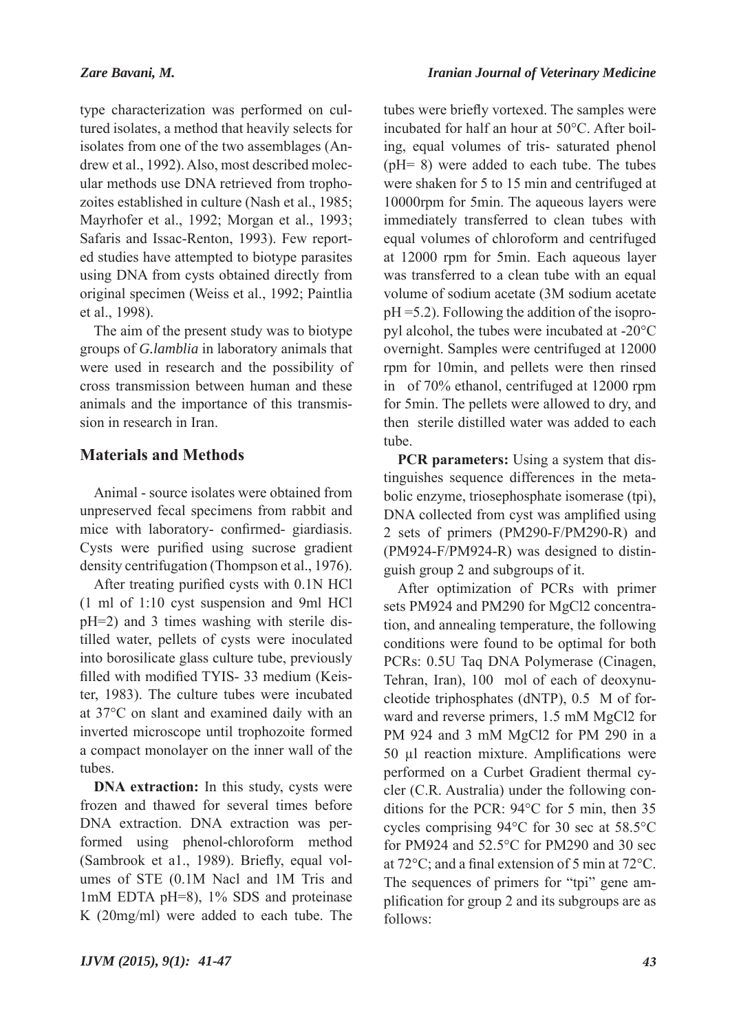type characterization was performed on cultured isolates, a method that heavily selects for isolates from one of the two assemblages (Andrew et al., 1992). Also, most described molecular methods use DNA retrieved from trophozoites established in culture (Nash et al., 1985; Mayrhofer et al., 1992; Morgan et al., 1993; Safaris and Issac-Renton, 1993). Few reported studies have attempted to biotype parasites using DNA from cysts obtained directly from original specimen (Weiss et al., 1992; Paintlia et al., 1998).

The aim of the present study was to biotype groups of *G.lamblia* in laboratory animals that were used in research and the possibility of cross transmission between human and these animals and the importance of this transmission in research in Iran.

## Materials and Methods

Animal - source isolates were obtained from unpreserved fecal specimens from rabbit and mice with laboratory- confirmed- giardiasis. Cysts were purified using sucrose gradient density centrifugation (Thompson et al., 1976).

After treating purified cysts with 0.1N HCl (1 ml of 1:10 cyst suspension and 9ml HCl pH=2) and 3 times washing with sterile distilled water, pellets of cysts were inoculated into borosilicate glass culture tube, previously filled with modified TYIS- 33 medium (Keister, 1983). The culture tubes were incubated at 37°C on slant and examined daily with an inverted microscope until trophozoite formed a compact monolayer on the inner wall of the tubes.

**DNA extraction:** In this study, cysts were frozen and thawed for several times before DNA extraction. DNA extraction was performed using phenol-chloroform method (Sambrook et a1., 1989). Briefly, equal volumes of STE (0.1M Nacl and 1M Tris and 1mM EDTA pH=8), 1% SDS and proteinase K (20mg/ml) were added to each tube. The tubes were briefly vortexed. The samples were incubated for half an hour at 50°C. After boiling, equal volumes of tris- saturated phenol (pH= 8) were added to each tube. The tubes were shaken for 5 to 15 min and centrifuged at 10000rpm for 5min. The aqueous layers were immediately transferred to clean tubes with equal volumes of chloroform and centrifuged at 12000 rpm for 5min. Each aqueous layer was transferred to a clean tube with an equal volume of sodium acetate (3M sodium acetate pH =5.2). Following the addition of the isopropyl alcohol, the tubes were incubated at -20°C overnight. Samples were centrifuged at 12000 rpm for 10min, and pellets were then rinsed in of 70% ethanol, centrifuged at 12000 rpm for 5min. The pellets were allowed to dry, and then sterile distilled water was added to each tube.

**PCR parameters:** Using a system that distinguishes sequence differences in the metabolic enzyme, triosephosphate isomerase (tpi), DNA collected from cyst was amplified using 2 sets of primers (PM290-F/PM290-R) and (PM924-F/PM924-R) was designed to distinguish group 2 and subgroups of it.

After optimization of PCRs with primer sets PM924 and PM290 for $MgCl_2$ concentration, and annealing temperature, the following conditions were found to be optimal for both PCRs: 0.5U Taq DNA Polymerase (Cinagen, Tehran, Iran), 100 mol of each of deoxynucleotide triphosphates (dNTP), 0.5 M of forward and reverse primers, 1.5 mM $MgCl_2$ for PM 924 and 3 mM $MgCl_2$ for PM 290 in a 50 µl reaction mixture. Amplifications were performed on a Curbet Gradient thermal cycler (C.R. Australia) under the following conditions for the PCR: 94°C for 5 min, then 35 cycles comprising 94°C for 30 sec at 58.5°C for PM924 and 52.5°C for PM290 and 30 sec at 72°C; and a final extension of 5 min at 72°C. The sequences of primers for "tpi" gene amplification for group 2 and its subgroups are as follows: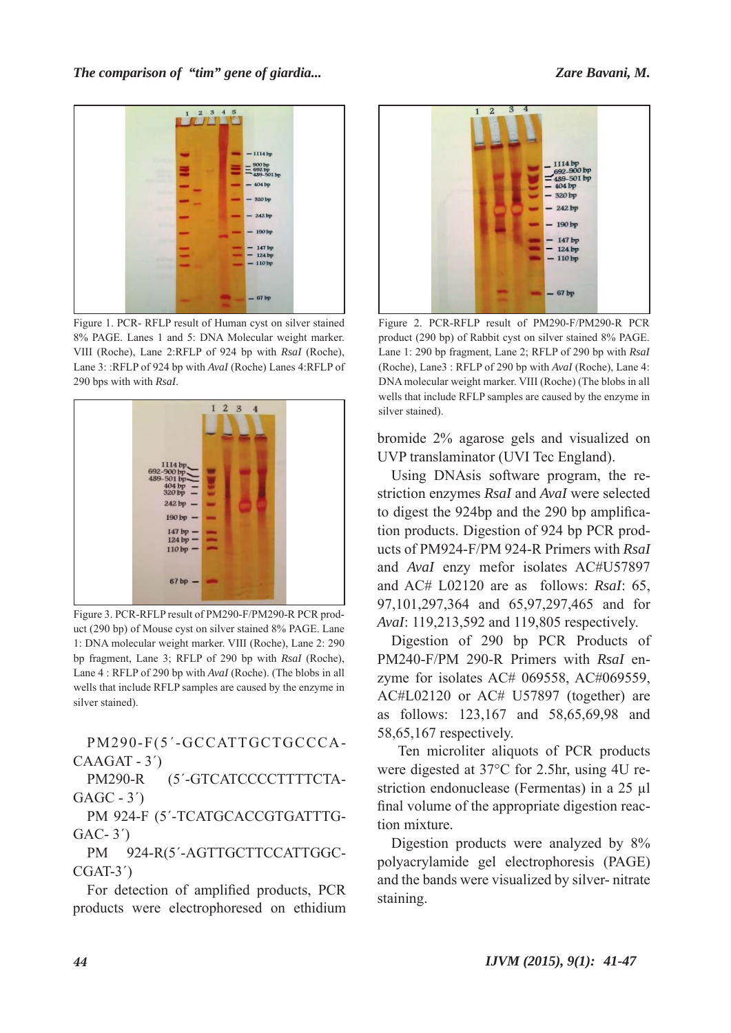Figure 1. PCR- RFLP result of Human cyst on silver stained 8% PAGE. Lanes 1 and 5: DNA Molecular weight marker. VIII (Roche), Lane 2:RFLP of 924 bp with *RsaI* (Roche), Lane 3: :RFLP of 924 bp with *AvaI* (Roche) Lanes 4:RFLP of 290 bps with with *RsaI*.

Figure 2. PCR-RFLP result of PM290-F/PM290-R PCR product (290 bp) of Rabbit cyst on silver stained 8% PAGE. Lane 1: 290 bp fragment, Lane 2; RFLP of 290 bp with *RsaI* (Roche), Lane3 : RFLP of 290 bp with *AvaI* (Roche), Lane 4: DNA molecular weight marker. VIII (Roche) (The blobs in all wells that include RFLP samples are caused by the enzyme in silver stained).

Figure 3. PCR-RFLP result of PM290-F/PM290-R PCR product (290 bp) of Mouse cyst on silver stained 8% PAGE. Lane 1: DNA molecular weight marker. VIII (Roche), Lane 2: 290 bp fragment, Lane 3; RFLP of 290 bp with *RsaI* (Roche), Lane 4 : RFLP of 290 bp with *AvaI* (Roche). (The blobs in all wells that include RFLP samples are caused by the enzyme in silver stained).

PM290-F(5´-GCCATTGCTGCCCA-CAAGAT - 3´)

PM290-R (5´-GTCATCCCCTTTTCTA-GAGC - 3´)

PM 924-F (5´-TCATGCACCGTGATTTG-GAC- 3´)

PM 924-R(5´-AGTTGCTTCCATTGGC-CGAT-3´)

For detection of amplified products, PCR products were electrophoresed on ethidium bromide 2% agarose gels and visualized on UVP translaminator (UVI Tec England).

Using DNAsis software program, the restriction enzymes *RsaI* and *AvaI* were selected to digest the 924bp and the 290 bp amplification products. Digestion of 924 bp PCR products of PM924-F/PM 924-R Primers with *RsaI* and *AvaI* enzy mefor isolates AC#U57897 and AC# L02120 are as follows: *RsaI*: 65, 97,101,297,364 and 65,97,297,465 and for *AvaI*: 119,213,592 and 119,805 respectively.

Digestion of 290 bp PCR Products of PM240-F/PM 290-R Primers with *RsaI* enzyme for isolates AC# 069558, AC#069559, AC#L02120 or AC# U57897 (together) are as follows: 123,167 and 58,65,69,98 and 58,65,167 respectively.

Ten microliter aliquots of PCR products were digested at 37°C for 2.5hr, using 4U restriction endonuclease (Fermentas) in a 25 µl final volume of the appropriate digestion reaction mixture.

Digestion products were analyzed by 8% polyacrylamide gel electrophoresis (PAGE) and the bands were visualized by silver- nitrate staining.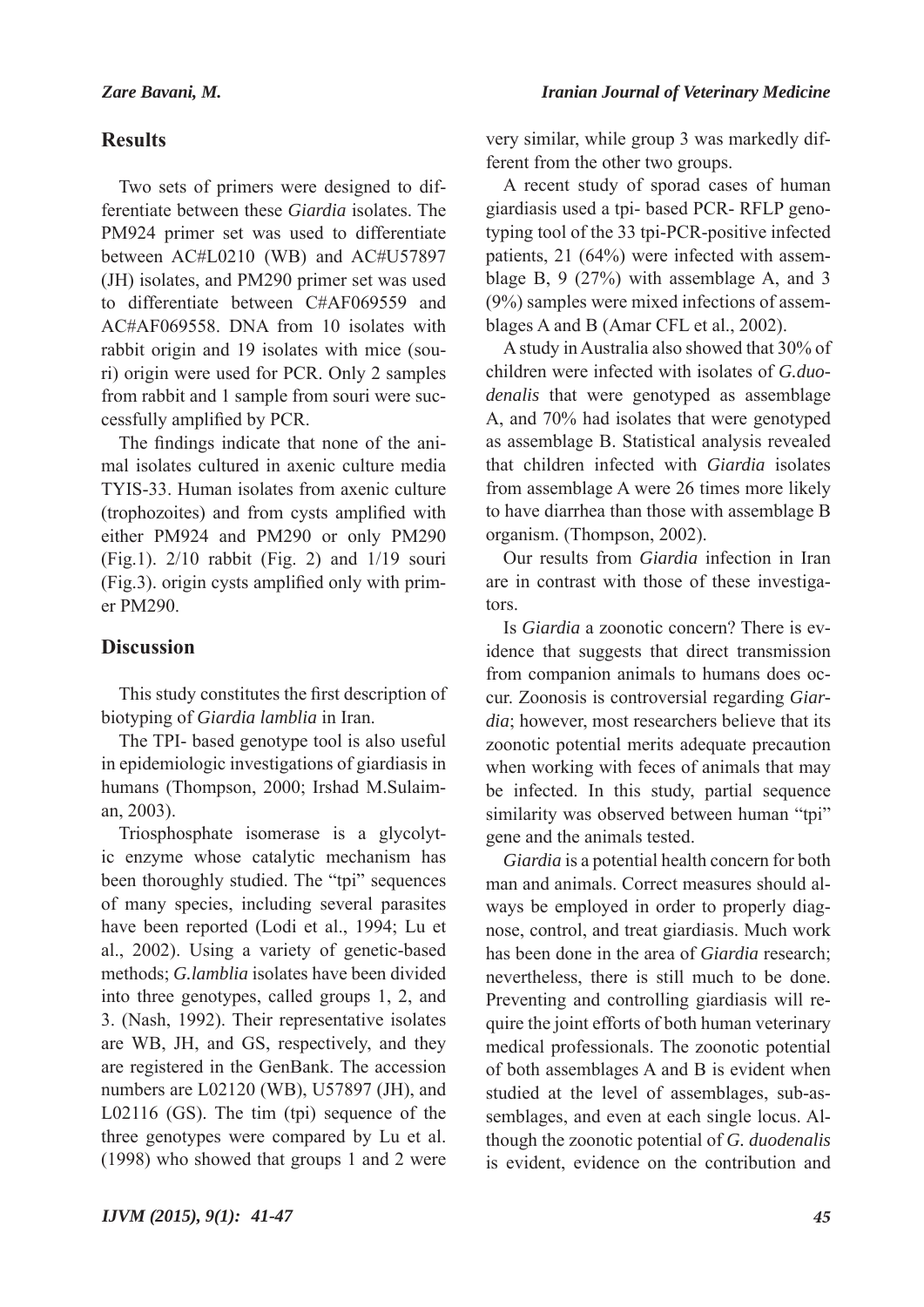## Results

Two sets of primers were designed to differentiate between these *Giardia* isolates. The PM924 primer set was used to differentiate between AC#L0210 (WB) and AC#U57897 (JH) isolates, and PM290 primer set was used to differentiate between C#AF069559 and AC#AF069558. DNA from 10 isolates with rabbit origin and 19 isolates with mice (souri) origin were used for PCR. Only 2 samples from rabbit and 1 sample from souri were successfully amplified by PCR.

The findings indicate that none of the animal isolates cultured in axenic culture media TYIS-33. Human isolates from axenic culture (trophozoites) and from cysts amplified with either PM924 and PM290 or only PM290 (Fig.1). 2/10 rabbit (Fig. 2) and 1/19 souri (Fig.3). origin cysts amplified only with primer PM290.

## Discussion

This study constitutes the first description of biotyping of *Giardia lamblia* in Iran.

The TPI- based genotype tool is also useful in epidemiologic investigations of giardiasis in humans (Thompson, 2000; Irshad M.Sulaiman, 2003).

Triosphosphate isomerase is a glycolytic enzyme whose catalytic mechanism has been thoroughly studied. The "tpi" sequences of many species, including several parasites have been reported (Lodi et al., 1994; Lu et al., 2002). Using a variety of genetic-based methods; *G.lamblia* isolates have been divided into three genotypes, called groups 1, 2, and 3. (Nash, 1992). Their representative isolates are WB, JH, and GS, respectively, and they are registered in the GenBank. The accession numbers are L02120 (WB), U57897 (JH), and L02116 (GS). The tim (tpi) sequence of the three genotypes were compared by Lu et al. (1998) who showed that groups 1 and 2 were very similar, while group 3 was markedly different from the other two groups.

A recent study of sporad cases of human giardiasis used a tpi- based PCR- RFLP genotyping tool of the 33 tpi-PCR-positive infected patients, 21 (64%) were infected with assemblage B, 9 (27%) with assemblage A, and 3 (9%) samples were mixed infections of assemblages A and B (Amar CFL et al., 2002).

A study in Australia also showed that 30% of children were infected with isolates of *G.duodenalis* that were genotyped as assemblage A, and 70% had isolates that were genotyped as assemblage B. Statistical analysis revealed that children infected with *Giardia* isolates from assemblage A were 26 times more likely to have diarrhea than those with assemblage B organism. (Thompson, 2002).

Our results from *Giardia* infection in Iran are in contrast with those of these investigators.

Is *Giardia* a zoonotic concern? There is evidence that suggests that direct transmission from companion animals to humans does occur. Zoonosis is controversial regarding *Giardia*; however, most researchers believe that its zoonotic potential merits adequate precaution when working with feces of animals that may be infected. In this study, partial sequence similarity was observed between human "tpi" gene and the animals tested.

*Giardia* is a potential health concern for both man and animals. Correct measures should always be employed in order to properly diagnose, control, and treat giardiasis. Much work has been done in the area of *Giardia* research; nevertheless, there is still much to be done. Preventing and controlling giardiasis will require the joint efforts of both human veterinary medical professionals. The zoonotic potential of both assemblages A and B is evident when studied at the level of assemblages, sub-assemblages, and even at each single locus. Although the zoonotic potential of *G. duodenalis* is evident, evidence on the contribution and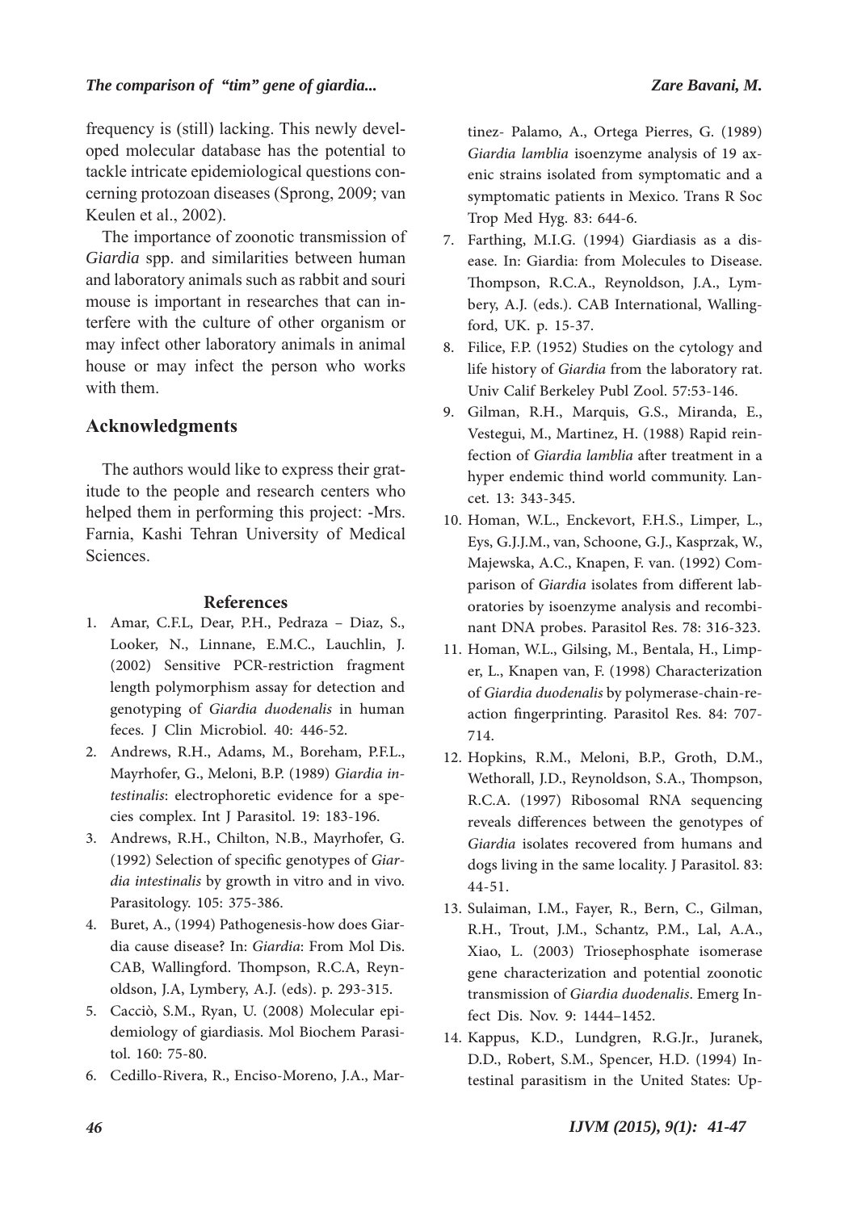frequency is (still) lacking. This newly developed molecular database has the potential to tackle intricate epidemiological questions concerning protozoan diseases (Sprong, 2009; van Keulen et al., 2002).

The importance of zoonotic transmission of *Giardia* spp. and similarities between human and laboratory animals such as rabbit and souri mouse is important in researches that can interfere with the culture of other organism or may infect other laboratory animals in animal house or may infect the person who works with them.

## Acknowledgments

The authors would like to express their gratitude to the people and research centers who helped them in performing this project: -Mrs. Farnia, Kashi Tehran University of Medical Sciences.

## References

1. Amar, C.F.L, Dear, P.H., Pedraza – Diaz, S., Looker, N., Linnane, E.M.C., Lauchlin, J. (2002) Sensitive PCR-restriction fragment length polymorphism assay for detection and genotyping of *Giardia duodenalis* in human feces. J Clin Microbiol. 40: 446-52.
2. Andrews, R.H., Adams, M., Boreham, P.F.L., Mayrhofer, G., Meloni, B.P. (1989) *Giardia intestinalis*: electrophoretic evidence for a species complex. Int J Parasitol. 19: 183-196.
3. Andrews, R.H., Chilton, N.B., Mayrhofer, G. (1992) Selection of specific genotypes of *Giardia intestinalis* by growth in vitro and in vivo. Parasitology. 105: 375-386.
4. Buret, A., (1994) Pathogenesis-how does Giardia cause disease? In: *Giardia*: From Mol Dis. CAB, Wallingford. Thompson, R.C.A, Reynoldson, J.A, Lymbery, A.J. (eds). p. 293-315.
5. Cacciò, S.M., Ryan, U. (2008) Molecular epidemiology of giardiasis. Mol Biochem Parasitol. 160: 75-80.
6. Cedillo-Rivera, R., Enciso-Moreno, J.A., Martinez- Palamo, A., Ortega Pierres, G. (1989) *Giardia lamblia* isoenzyme analysis of 19 axenic strains isolated from symptomatic and a symptomatic patients in Mexico. Trans R Soc Trop Med Hyg. 83: 644-6.
7. Farthing, M.I.G. (1994) Giardiasis as a disease. In: Giardia: from Molecules to Disease. Thompson, R.C.A., Reynoldson, J.A., Lymbery, A.J. (eds.). CAB International, Wallingford, UK. p. 15-37.
8. Filice, F.P. (1952) Studies on the cytology and life history of *Giardia* from the laboratory rat. Univ Calif Berkeley Publ Zool. 57:53-146.
9. Gilman, R.H., Marquis, G.S., Miranda, E., Vestegui, M., Martinez, H. (1988) Rapid reinfection of *Giardia lamblia* after treatment in a hyper endemic thind world community. Lancet. 13: 343-345.
10. Homan, W.L., Enckevort, F.H.S., Limper, L., Eys, G.J.J.M., van, Schoone, G.J., Kasprzak, W., Majewska, A.C., Knapen, F. van. (1992) Comparison of *Giardia* isolates from different laboratories by isoenzyme analysis and recombinant DNA probes. Parasitol Res. 78: 316-323.
11. Homan, W.L., Gilsing, M., Bentala, H., Limper, L., Knapen van, F. (1998) Characterization of *Giardia duodenalis* by polymerase-chain-reaction fingerprinting. Parasitol Res. 84: 707-714.
12. Hopkins, R.M., Meloni, B.P., Groth, D.M., Wethorall, J.D., Reynoldson, S.A., Thompson, R.C.A. (1997) Ribosomal RNA sequencing reveals differences between the genotypes of *Giardia* isolates recovered from humans and dogs living in the same locality. J Parasitol. 83: 44-51.
13. Sulaiman, I.M., Fayer, R., Bern, C., Gilman, R.H., Trout, J.M., Schantz, P.M., Lal, A.A., Xiao, L. (2003) Triosephosphate isomerase gene characterization and potential zoonotic transmission of *Giardia duodenalis*. Emerg Infect Dis. Nov. 9: 1444–1452.
14. Kappus, K.D., Lundgren, R.G.Jr., Juranek, D.D., Robert, S.M., Spencer, H.D. (1994) Intestinal parasitism in the United States: Up-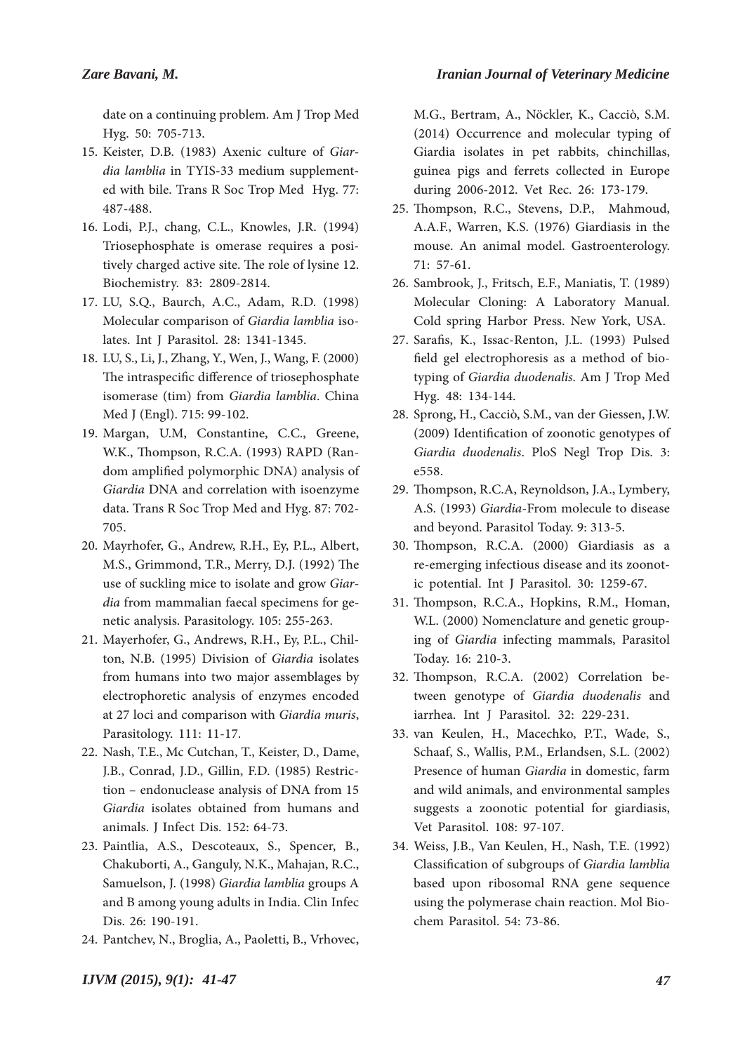date on a continuing problem. Am J Trop Med Hyg. 50: 705-713.

15. Keister, D.B. (1983) Axenic culture of *Giardia lamblia* in TYIS-33 medium supplemented with bile. Trans R Soc Trop Med Hyg. 77: 487-488.
16. Lodi, P.J., chang, C.L., Knowles, J.R. (1994) Triosephosphate is omerase requires a positively charged active site. The role of lysine 12. Biochemistry. 83: 2809-2814.
17. LU, S.Q., Baurch, A.C., Adam, R.D. (1998) Molecular comparison of *Giardia lamblia* isolates. Int J Parasitol. 28: 1341-1345.
18. LU, S., Li, J., Zhang, Y., Wen, J., Wang, F. (2000) The intraspecific difference of triosephosphate isomerase (tim) from *Giardia lamblia*. China Med J (Engl). 715: 99-102.
19. Margan, U.M, Constantine, C.C., Greene, W.K., Thompson, R.C.A. (1993) RAPD (Random amplified polymorphic DNA) analysis of *Giardia* DNA and correlation with isoenzyme data. Trans R Soc Trop Med and Hyg. 87: 702-705.
20. Mayrhofer, G., Andrew, R.H., Ey, P.L., Albert, M.S., Grimmond, T.R., Merry, D.J. (1992) The use of suckling mice to isolate and grow *Giardia* from mammalian faecal specimens for genetic analysis. Parasitology. 105: 255-263.
21. Mayerhofer, G., Andrews, R.H., Ey, P.L., Chilton, N.B. (1995) Division of *Giardia* isolates from humans into two major assemblages by electrophoretic analysis of enzymes encoded at 27 loci and comparison with *Giardia muris*, Parasitology. 111: 11-17.
22. Nash, T.E., Mc Cutchan, T., Keister, D., Dame, J.B., Conrad, J.D., Gillin, F.D. (1985) Restriction – endonuclease analysis of DNA from 15 *Giardia* isolates obtained from humans and animals. J Infect Dis. 152: 64-73.
23. Paintlia, A.S., Descoteaux, S., Spencer, B., Chakuborti, A., Ganguly, N.K., Mahajan, R.C., Samuelson, J. (1998) *Giardia lamblia* groups A and B among young adults in India. Clin Infec Dis. 26: 190-191.
24. Pantchev, N., Broglia, A., Paoletti, B., Vrhovec, M.G., Bertram, A., Nöckler, K., Cacciò, S.M. (2014) Occurrence and molecular typing of Giardia isolates in pet rabbits, chinchillas, guinea pigs and ferrets collected in Europe during 2006-2012. Vet Rec. 26: 173-179.
25. Thompson, R.C., Stevens, D.P., Mahmoud, A.A.F., Warren, K.S. (1976) Giardiasis in the mouse. An animal model. Gastroenterology. 71: 57-61.
26. Sambrook, J., Fritsch, E.F., Maniatis, T. (1989) Molecular Cloning: A Laboratory Manual. Cold spring Harbor Press. New York, USA.
27. Sarafis, K., Issac-Renton, J.L. (1993) Pulsed field gel electrophoresis as a method of biotyping of *Giardia duodenalis*. Am J Trop Med Hyg. 48: 134-144.
28. Sprong, H., Cacciò, S.M., van der Giessen, J.W. (2009) Identification of zoonotic genotypes of *Giardia duodenalis*. PloS Negl Trop Dis. 3: e558.
29. Thompson, R.C.A, Reynoldson, J.A., Lymbery, A.S. (1993) *Giardia*-From molecule to disease and beyond. Parasitol Today. 9: 313-5.
30. Thompson, R.C.A. (2000) Giardiasis as a re-emerging infectious disease and its zoonotic potential. Int J Parasitol. 30: 1259-67.
31. Thompson, R.C.A., Hopkins, R.M., Homan, W.L. (2000) Nomenclature and genetic grouping of *Giardia* infecting mammals, Parasitol Today. 16: 210-3.
32. Thompson, R.C.A. (2002) Correlation between genotype of *Giardia duodenalis* and iarrhea. Int J Parasitol. 32: 229-231.
33. van Keulen, H., Macechko, P.T., Wade, S., Schaaf, S., Wallis, P.M., Erlandsen, S.L. (2002) Presence of human *Giardia* in domestic, farm and wild animals, and environmental samples suggests a zoonotic potential for giardiasis, Vet Parasitol. 108: 97-107.
34. Weiss, J.B., Van Keulen, H., Nash, T.E. (1992) Classification of subgroups of *Giardia lamblia* based upon ribosomal RNA gene sequence using the polymerase chain reaction. Mol Biochem Parasitol. 54: 73-86.